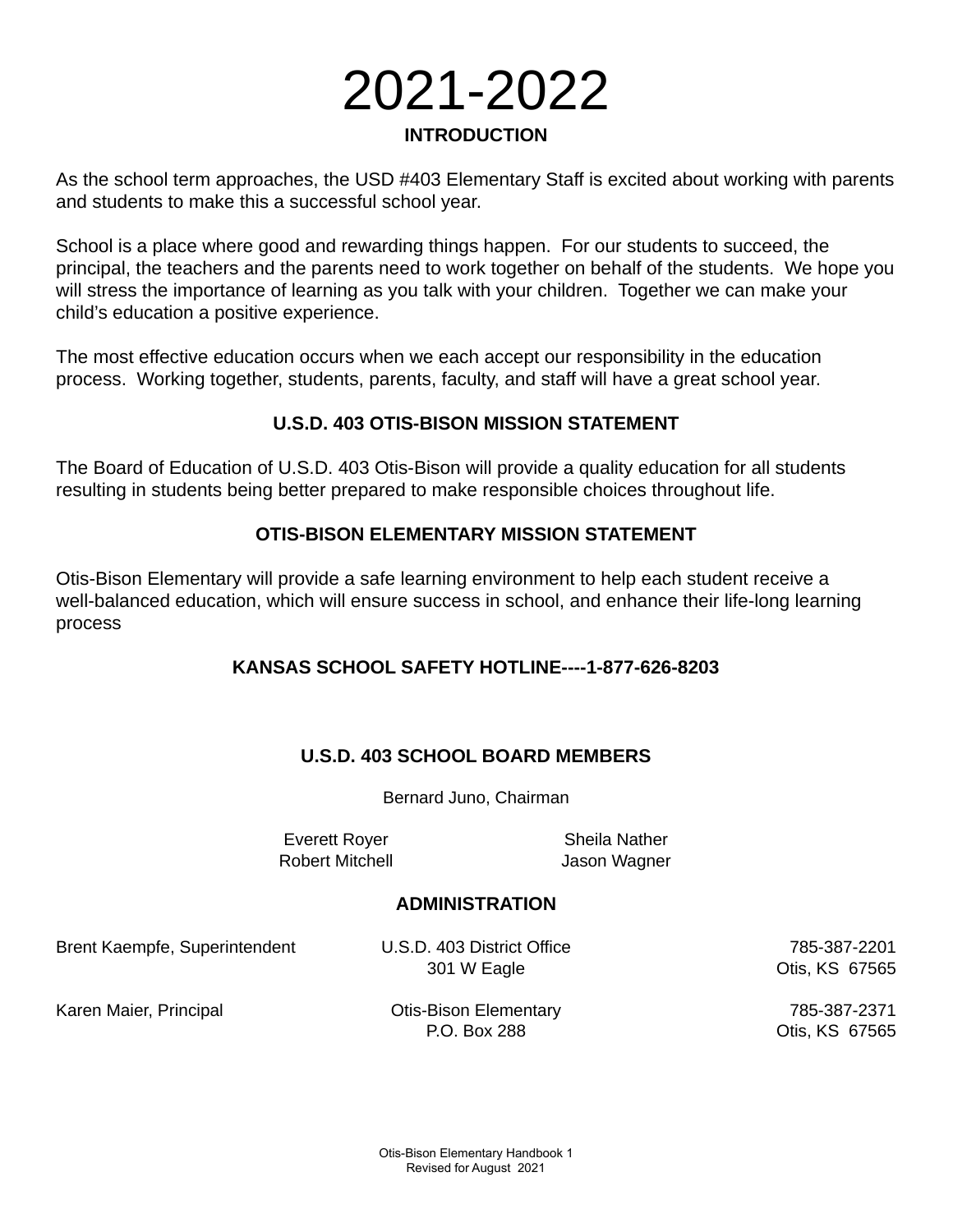# 2021-2022

## INTRODUCTION

As the school term approaches, the USD #403 Elementary Staff is excited about working with parents and students to make this a successful school year.

School is a place where good and rewarding things happen. For our students to succeed, the principal, the teachers and the parents need to work together on behalf of the students. We hope you will stress the importance of learning as you talk with your children. Together we can make your child's education a positive experience.

The most effective education occurs when we each accept our responsibility in the education process. Working together, students, parents, faculty, and staff will have a great school year.

## U.S.D. 403 OTIS-BISON MISSION STATEMENT

The Board of Education of U.S.D. 403 Otis-Bison will provide a quality education for all students resulting in students being better prepared to make responsible choices throughout life.

## OTIS-BISON ELEMENTARY MISSION STATEMENT

Otis-Bison Elementary will provide a safe learning environment to help each student receive a well-balanced education, which will ensure success in school, and enhance their life-long learning process

## KANSAS SCHOOL SAFETY HOTLINE----1-877-626-8203

## U.S.D. 403 SCHOOL BOARD MEMBERS

Bernard Juno, Chairman

Everett Royer
Robert Mitchell
Sheila Nather
Jason Wagner

## ADMINISTRATION

| | | |
|---|---|---|
| Brent Kaempfe, Superintendent | U.S.D. 403 District Office<br>301 W Eagle | 785-387-2201<br>Otis, KS 67565 |
| Karen Maier, Principal | Otis-Bison Elementary<br>P.O. Box 288 | 785-387-2371<br>Otis, KS 67565 |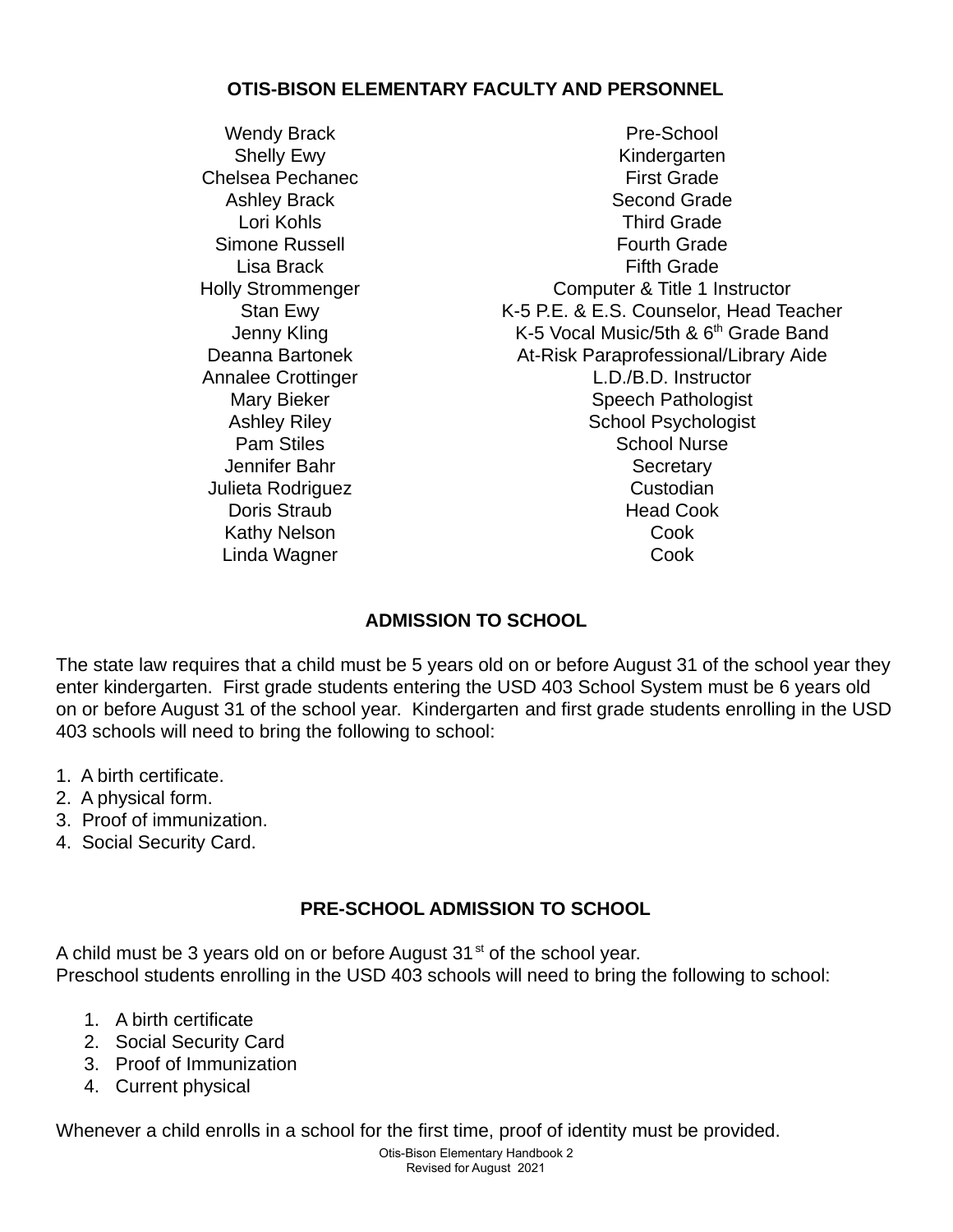## OTIS-BISON ELEMENTARY FACULTY AND PERSONNEL

| Name | Position |
| --- | --- |
| Wendy Brack | Pre-School |
| Shelly Ewy | Kindergarten |
| Chelsea Pechanec | First Grade |
| Ashley Brack | Second Grade |
| Lori Kohls | Third Grade |
| Simone Russell | Fourth Grade |
| Lisa Brack | Fifth Grade |
| Holly Strommenger | Computer & Title 1 Instructor |
| Stan Ewy | K-5 P.E. & E.S. Counselor, Head Teacher |
| Jenny Kling | K-5 Vocal Music/5th & 6th Grade Band |
| Deanna Bartonek | At-Risk Paraprofessional/Library Aide |
| Annalee Crottinger | L.D./B.D. Instructor |
| Mary Bieker | Speech Pathologist |
| Ashley Riley | School Psychologist |
| Pam Stiles | School Nurse |
| Jennifer Bahr | Secretary |
| Julieta Rodriguez | Custodian |
| Doris Straub | Head Cook |
| Kathy Nelson | Cook |
| Linda Wagner | Cook |

## ADMISSION TO SCHOOL

The state law requires that a child must be 5 years old on or before August 31 of the school year they enter kindergarten. First grade students entering the USD 403 School System must be 6 years old on or before August 31 of the school year. Kindergarten and first grade students enrolling in the USD 403 schools will need to bring the following to school:

1. A birth certificate.
2. A physical form.
3. Proof of immunization.
4. Social Security Card.

## PRE-SCHOOL ADMISSION TO SCHOOL

A child must be 3 years old on or before August 31st of the school year.
Preschool students enrolling in the USD 403 schools will need to bring the following to school:

1. A birth certificate
2. Social Security Card
3. Proof of Immunization
4. Current physical

Whenever a child enrolls in a school for the first time, proof of identity must be provided.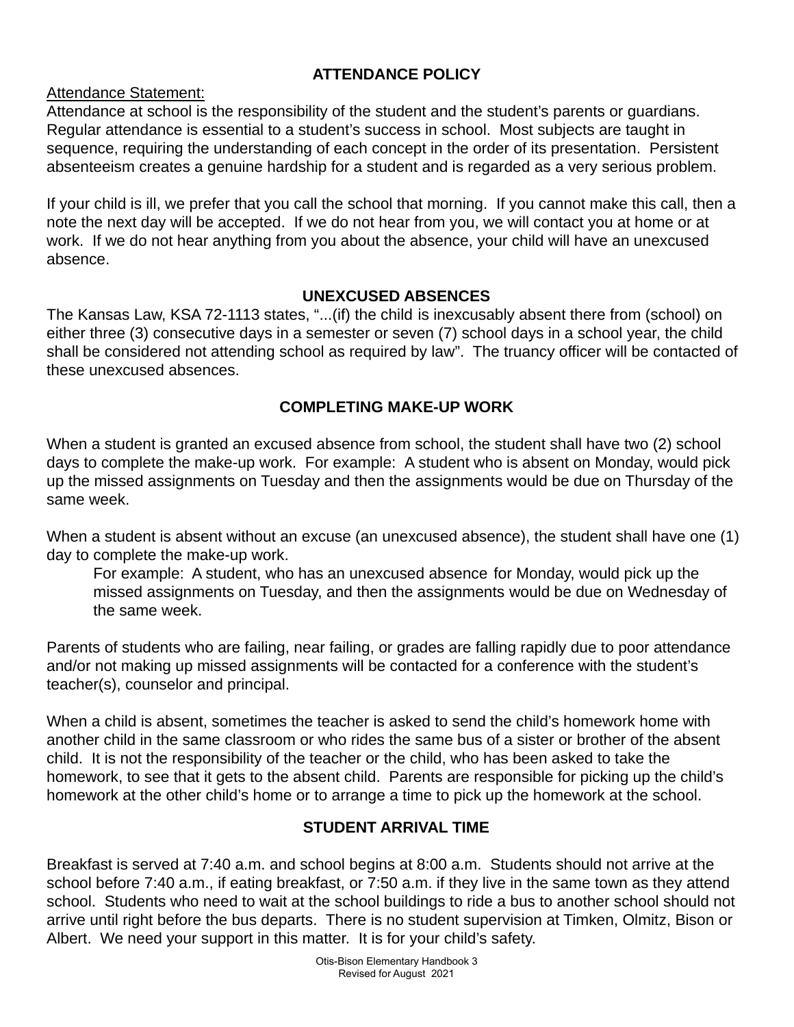## ATTENDANCE POLICY

Attendance Statement:

Attendance at school is the responsibility of the student and the student's parents or guardians. Regular attendance is essential to a student's success in school. Most subjects are taught in sequence, requiring the understanding of each concept in the order of its presentation. Persistent absenteeism creates a genuine hardship for a student and is regarded as a very serious problem.

If your child is ill, we prefer that you call the school that morning. If you cannot make this call, then a note the next day will be accepted. If we do not hear from you, we will contact you at home or at work. If we do not hear anything from you about the absence, your child will have an unexcused absence.

## UNEXCUSED ABSENCES

The Kansas Law, KSA 72-1113 states, "...(if) the child is inexcusably absent there from (school) on either three (3) consecutive days in a semester or seven (7) school days in a school year, the child shall be considered not attending school as required by law". The truancy officer will be contacted of these unexcused absences.

## COMPLETING MAKE-UP WORK

When a student is granted an excused absence from school, the student shall have two (2) school days to complete the make-up work. For example: A student who is absent on Monday, would pick up the missed assignments on Tuesday and then the assignments would be due on Thursday of the same week.

When a student is absent without an excuse (an unexcused absence), the student shall have one (1) day to complete the make-up work.

> For example: A student, who has an unexcused absence for Monday, would pick up the missed assignments on Tuesday, and then the assignments would be due on Wednesday of the same week.

Parents of students who are failing, near failing, or grades are falling rapidly due to poor attendance and/or not making up missed assignments will be contacted for a conference with the student's teacher(s), counselor and principal.

When a child is absent, sometimes the teacher is asked to send the child's homework home with another child in the same classroom or who rides the same bus of a sister or brother of the absent child. It is not the responsibility of the teacher or the child, who has been asked to take the homework, to see that it gets to the absent child. Parents are responsible for picking up the child's homework at the other child's home or to arrange a time to pick up the homework at the school.

## STUDENT ARRIVAL TIME

Breakfast is served at 7:40 a.m. and school begins at 8:00 a.m. Students should not arrive at the school before 7:40 a.m., if eating breakfast, or 7:50 a.m. if they live in the same town as they attend school. Students who need to wait at the school buildings to ride a bus to another school should not arrive until right before the bus departs. There is no student supervision at Timken, Olmitz, Bison or Albert. We need your support in this matter. It is for your child's safety.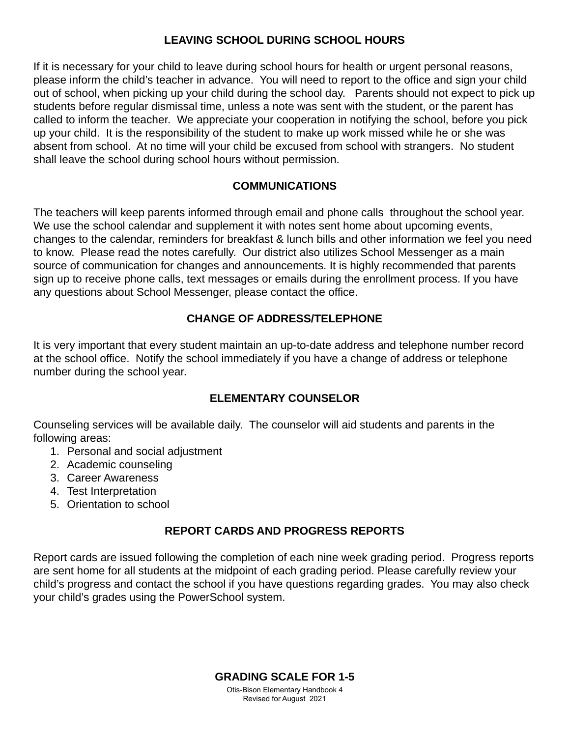## LEAVING SCHOOL DURING SCHOOL HOURS

If it is necessary for your child to leave during school hours for health or urgent personal reasons, please inform the child's teacher in advance. You will need to report to the office and sign your child out of school, when picking up your child during the school day. Parents should not expect to pick up students before regular dismissal time, unless a note was sent with the student, or the parent has called to inform the teacher. We appreciate your cooperation in notifying the school, before you pick up your child. It is the responsibility of the student to make up work missed while he or she was absent from school. At no time will your child be excused from school with strangers. No student shall leave the school during school hours without permission.

## COMMUNICATIONS

The teachers will keep parents informed through email and phone calls throughout the school year. We use the school calendar and supplement it with notes sent home about upcoming events, changes to the calendar, reminders for breakfast & lunch bills and other information we feel you need to know. Please read the notes carefully. Our district also utilizes School Messenger as a main source of communication for changes and announcements. It is highly recommended that parents sign up to receive phone calls, text messages or emails during the enrollment process. If you have any questions about School Messenger, please contact the office.

## CHANGE OF ADDRESS/TELEPHONE

It is very important that every student maintain an up-to-date address and telephone number record at the school office. Notify the school immediately if you have a change of address or telephone number during the school year.

## ELEMENTARY COUNSELOR

Counseling services will be available daily. The counselor will aid students and parents in the following areas:

1. Personal and social adjustment
2. Academic counseling
3. Career Awareness
4. Test Interpretation
5. Orientation to school

## REPORT CARDS AND PROGRESS REPORTS

Report cards are issued following the completion of each nine week grading period. Progress reports are sent home for all students at the midpoint of each grading period. Please carefully review your child's progress and contact the school if you have questions regarding grades. You may also check your child's grades using the PowerSchool system.

## GRADING SCALE FOR 1-5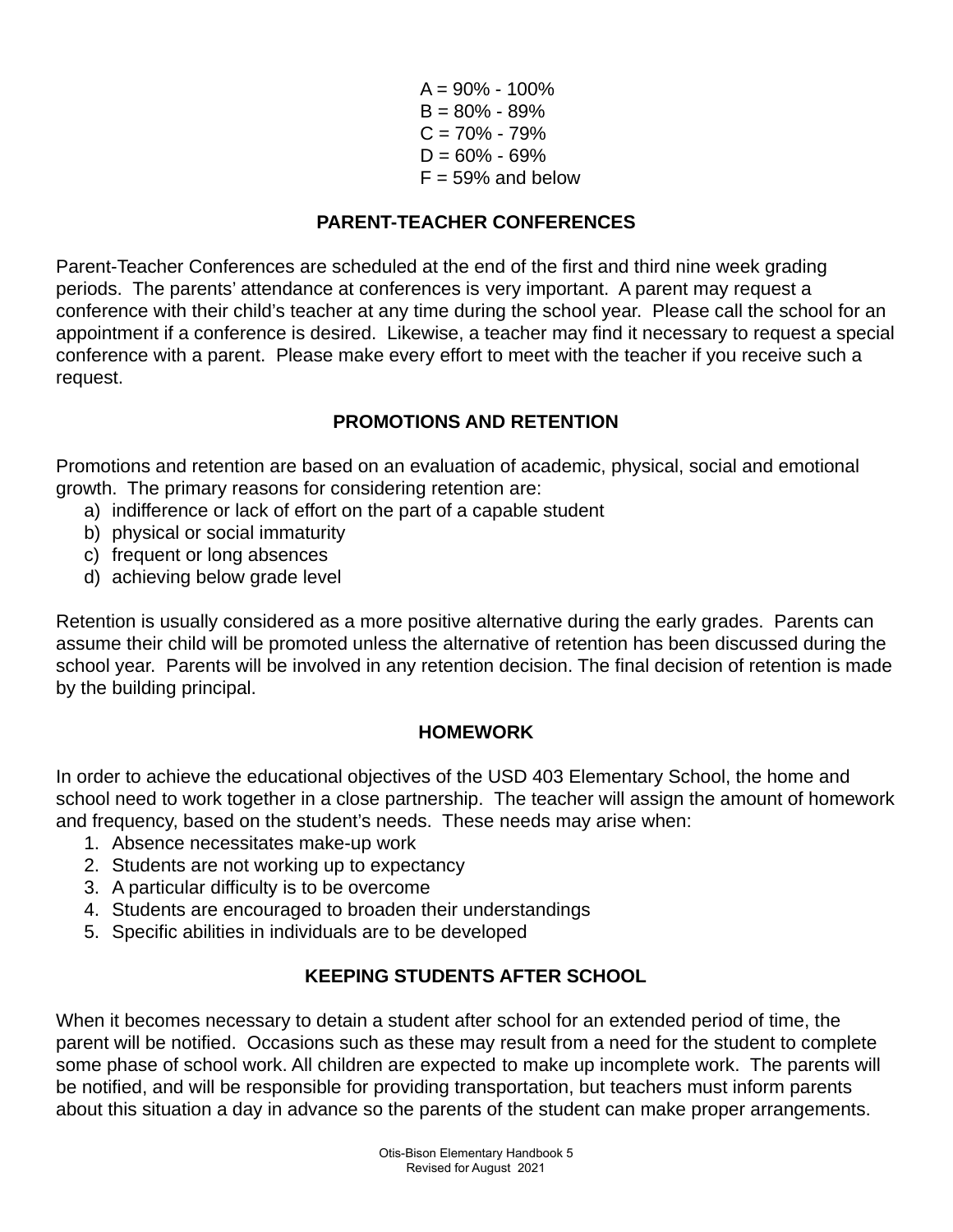A = 90% - 100%
B = 80% - 89%
C = 70% - 79%
D = 60% - 69%
F = 59% and below

## PARENT-TEACHER CONFERENCES

Parent-Teacher Conferences are scheduled at the end of the first and third nine week grading periods. The parents' attendance at conferences is very important. A parent may request a conference with their child's teacher at any time during the school year. Please call the school for an appointment if a conference is desired. Likewise, a teacher may find it necessary to request a special conference with a parent. Please make every effort to meet with the teacher if you receive such a request.

## PROMOTIONS AND RETENTION

Promotions and retention are based on an evaluation of academic, physical, social and emotional growth. The primary reasons for considering retention are:

a) indifference or lack of effort on the part of a capable student
b) physical or social immaturity
c) frequent or long absences
d) achieving below grade level

Retention is usually considered as a more positive alternative during the early grades. Parents can assume their child will be promoted unless the alternative of retention has been discussed during the school year. Parents will be involved in any retention decision. The final decision of retention is made by the building principal.

## HOMEWORK

In order to achieve the educational objectives of the USD 403 Elementary School, the home and school need to work together in a close partnership. The teacher will assign the amount of homework and frequency, based on the student's needs. These needs may arise when:

1. Absence necessitates make-up work
2. Students are not working up to expectancy
3. A particular difficulty is to be overcome
4. Students are encouraged to broaden their understandings
5. Specific abilities in individuals are to be developed

## KEEPING STUDENTS AFTER SCHOOL

When it becomes necessary to detain a student after school for an extended period of time, the parent will be notified. Occasions such as these may result from a need for the student to complete some phase of school work. All children are expected to make up incomplete work. The parents will be notified, and will be responsible for providing transportation, but teachers must inform parents about this situation a day in advance so the parents of the student can make proper arrangements.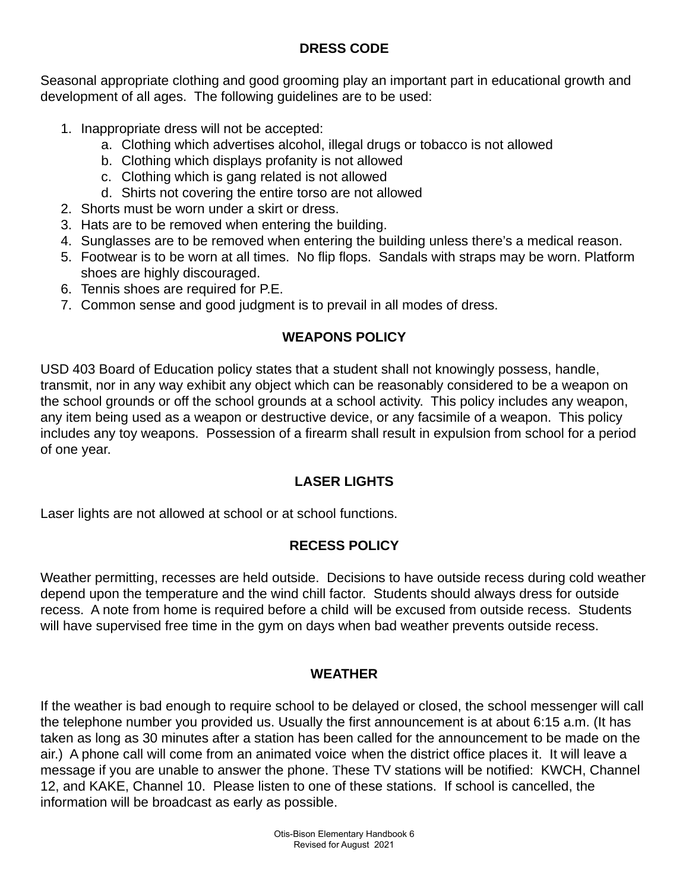## DRESS CODE

Seasonal appropriate clothing and good grooming play an important part in educational growth and development of all ages. The following guidelines are to be used:

1. Inappropriate dress will not be accepted:
   a. Clothing which advertises alcohol, illegal drugs or tobacco is not allowed
   b. Clothing which displays profanity is not allowed
   c. Clothing which is gang related is not allowed
   d. Shirts not covering the entire torso are not allowed
2. Shorts must be worn under a skirt or dress.
3. Hats are to be removed when entering the building.
4. Sunglasses are to be removed when entering the building unless there's a medical reason.
5. Footwear is to be worn at all times. No flip flops. Sandals with straps may be worn. Platform shoes are highly discouraged.
6. Tennis shoes are required for P.E.
7. Common sense and good judgment is to prevail in all modes of dress.

## WEAPONS POLICY

USD 403 Board of Education policy states that a student shall not knowingly possess, handle, transmit, nor in any way exhibit any object which can be reasonably considered to be a weapon on the school grounds or off the school grounds at a school activity. This policy includes any weapon, any item being used as a weapon or destructive device, or any facsimile of a weapon. This policy includes any toy weapons. Possession of a firearm shall result in expulsion from school for a period of one year.

## LASER LIGHTS

Laser lights are not allowed at school or at school functions.

## RECESS POLICY

Weather permitting, recesses are held outside. Decisions to have outside recess during cold weather depend upon the temperature and the wind chill factor. Students should always dress for outside recess. A note from home is required before a child will be excused from outside recess. Students will have supervised free time in the gym on days when bad weather prevents outside recess.

## WEATHER

If the weather is bad enough to require school to be delayed or closed, the school messenger will call the telephone number you provided us. Usually the first announcement is at about 6:15 a.m. (It has taken as long as 30 minutes after a station has been called for the announcement to be made on the air.) A phone call will come from an animated voice when the district office places it. It will leave a message if you are unable to answer the phone. These TV stations will be notified: KWCH, Channel 12, and KAKE, Channel 10. Please listen to one of these stations. If school is cancelled, the information will be broadcast as early as possible.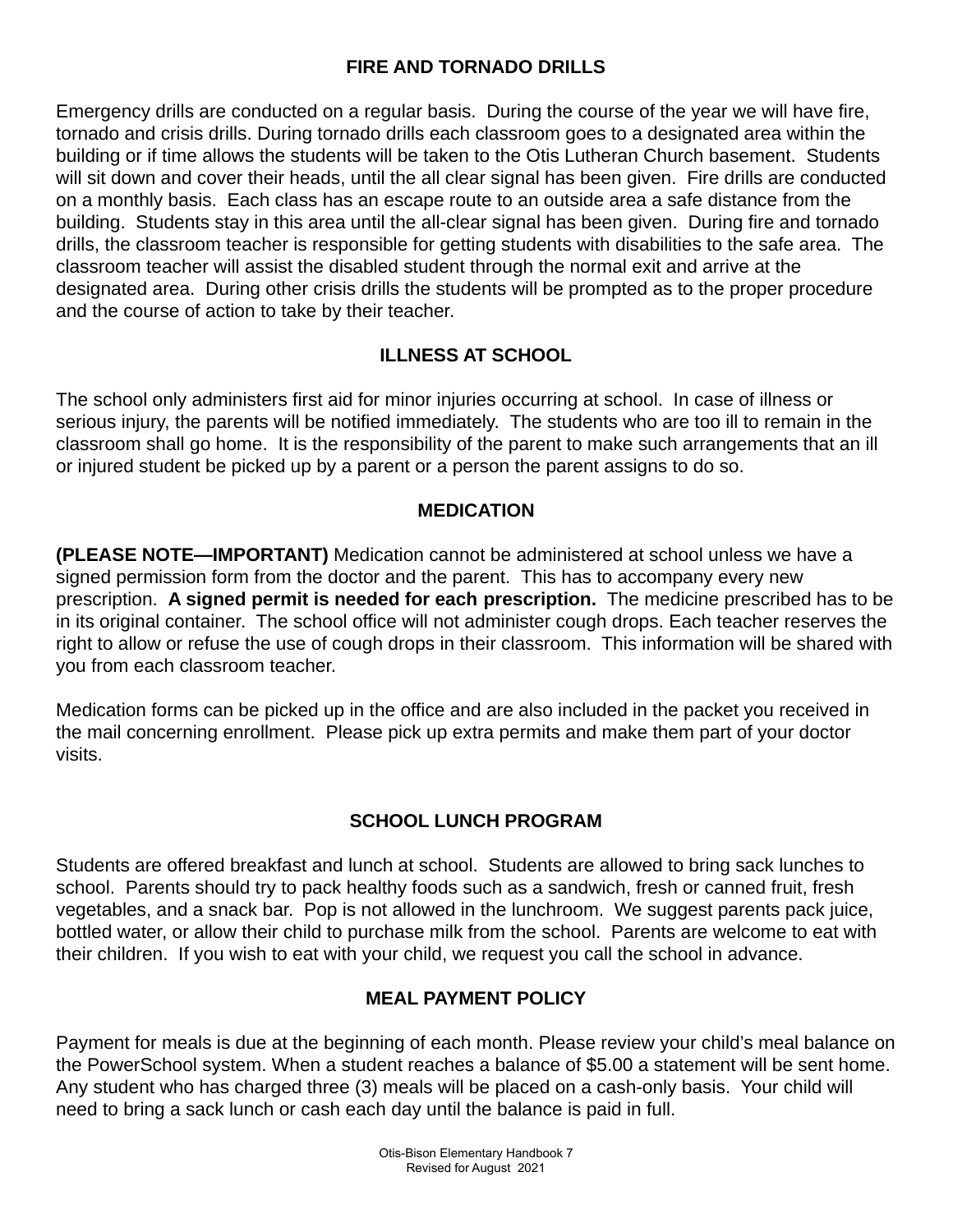## FIRE AND TORNADO DRILLS

Emergency drills are conducted on a regular basis. During the course of the year we will have fire, tornado and crisis drills. During tornado drills each classroom goes to a designated area within the building or if time allows the students will be taken to the Otis Lutheran Church basement. Students will sit down and cover their heads, until the all clear signal has been given. Fire drills are conducted on a monthly basis. Each class has an escape route to an outside area a safe distance from the building. Students stay in this area until the all-clear signal has been given. During fire and tornado drills, the classroom teacher is responsible for getting students with disabilities to the safe area. The classroom teacher will assist the disabled student through the normal exit and arrive at the designated area. During other crisis drills the students will be prompted as to the proper procedure and the course of action to take by their teacher.

## ILLNESS AT SCHOOL

The school only administers first aid for minor injuries occurring at school. In case of illness or serious injury, the parents will be notified immediately. The students who are too ill to remain in the classroom shall go home. It is the responsibility of the parent to make such arrangements that an ill or injured student be picked up by a parent or a person the parent assigns to do so.

## MEDICATION

**(PLEASE NOTE—IMPORTANT)** Medication cannot be administered at school unless we have a signed permission form from the doctor and the parent. This has to accompany every new prescription. **A signed permit is needed for each prescription.** The medicine prescribed has to be in its original container. The school office will not administer cough drops. Each teacher reserves the right to allow or refuse the use of cough drops in their classroom. This information will be shared with you from each classroom teacher.

Medication forms can be picked up in the office and are also included in the packet you received in the mail concerning enrollment. Please pick up extra permits and make them part of your doctor visits.

## SCHOOL LUNCH PROGRAM

Students are offered breakfast and lunch at school. Students are allowed to bring sack lunches to school. Parents should try to pack healthy foods such as a sandwich, fresh or canned fruit, fresh vegetables, and a snack bar. Pop is not allowed in the lunchroom. We suggest parents pack juice, bottled water, or allow their child to purchase milk from the school. Parents are welcome to eat with their children. If you wish to eat with your child, we request you call the school in advance.

## MEAL PAYMENT POLICY

Payment for meals is due at the beginning of each month. Please review your child's meal balance on the PowerSchool system. When a student reaches a balance of $5.00 a statement will be sent home. Any student who has charged three (3) meals will be placed on a cash-only basis. Your child will need to bring a sack lunch or cash each day until the balance is paid in full.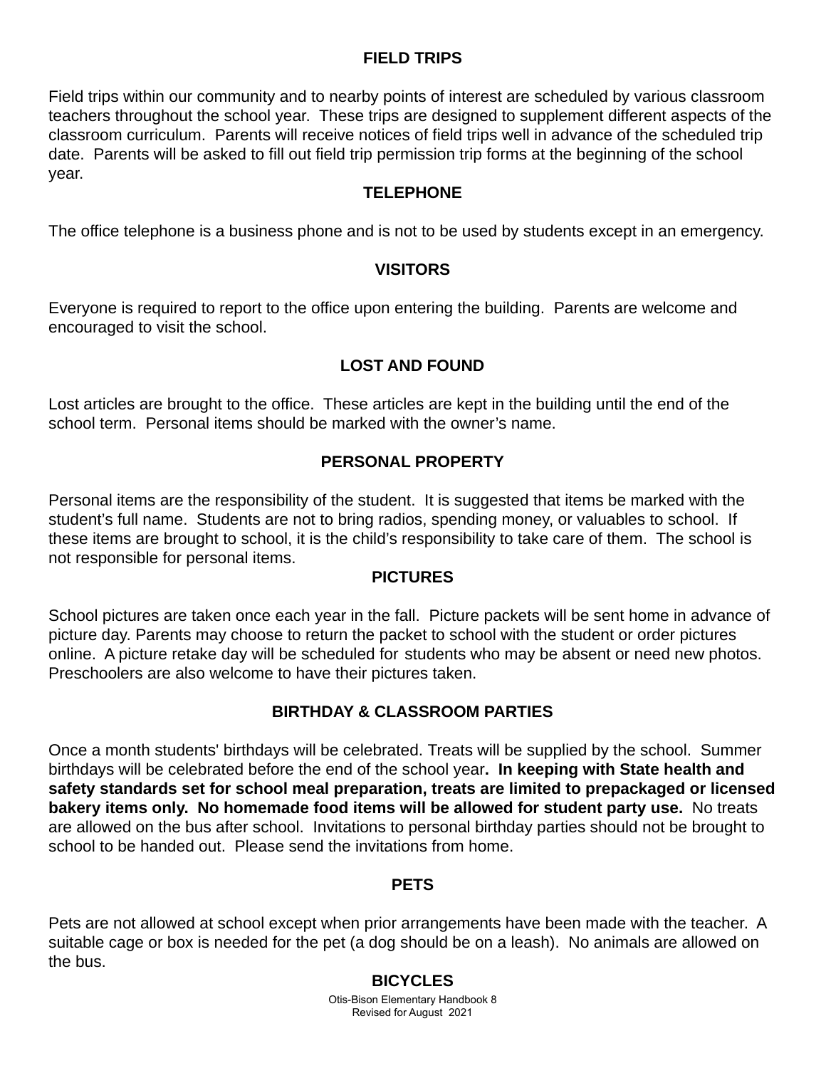## FIELD TRIPS

Field trips within our community and to nearby points of interest are scheduled by various classroom teachers throughout the school year. These trips are designed to supplement different aspects of the classroom curriculum. Parents will receive notices of field trips well in advance of the scheduled trip date. Parents will be asked to fill out field trip permission trip forms at the beginning of the school year.

## TELEPHONE

The office telephone is a business phone and is not to be used by students except in an emergency.

## VISITORS

Everyone is required to report to the office upon entering the building. Parents are welcome and encouraged to visit the school.

## LOST AND FOUND

Lost articles are brought to the office. These articles are kept in the building until the end of the school term. Personal items should be marked with the owner's name.

## PERSONAL PROPERTY

Personal items are the responsibility of the student. It is suggested that items be marked with the student's full name. Students are not to bring radios, spending money, or valuables to school. If these items are brought to school, it is the child's responsibility to take care of them. The school is not responsible for personal items.

## PICTURES

School pictures are taken once each year in the fall. Picture packets will be sent home in advance of picture day. Parents may choose to return the packet to school with the student or order pictures online. A picture retake day will be scheduled for students who may be absent or need new photos. Preschoolers are also welcome to have their pictures taken.

## BIRTHDAY & CLASSROOM PARTIES

Once a month students' birthdays will be celebrated. Treats will be supplied by the school. Summer birthdays will be celebrated before the end of the school year**. In keeping with State health and safety standards set for school meal preparation, treats are limited to prepackaged or licensed bakery items only. No homemade food items will be allowed for student party use.** No treats are allowed on the bus after school. Invitations to personal birthday parties should not be brought to school to be handed out. Please send the invitations from home.

## PETS

Pets are not allowed at school except when prior arrangements have been made with the teacher. A suitable cage or box is needed for the pet (a dog should be on a leash). No animals are allowed on the bus.

## BICYCLES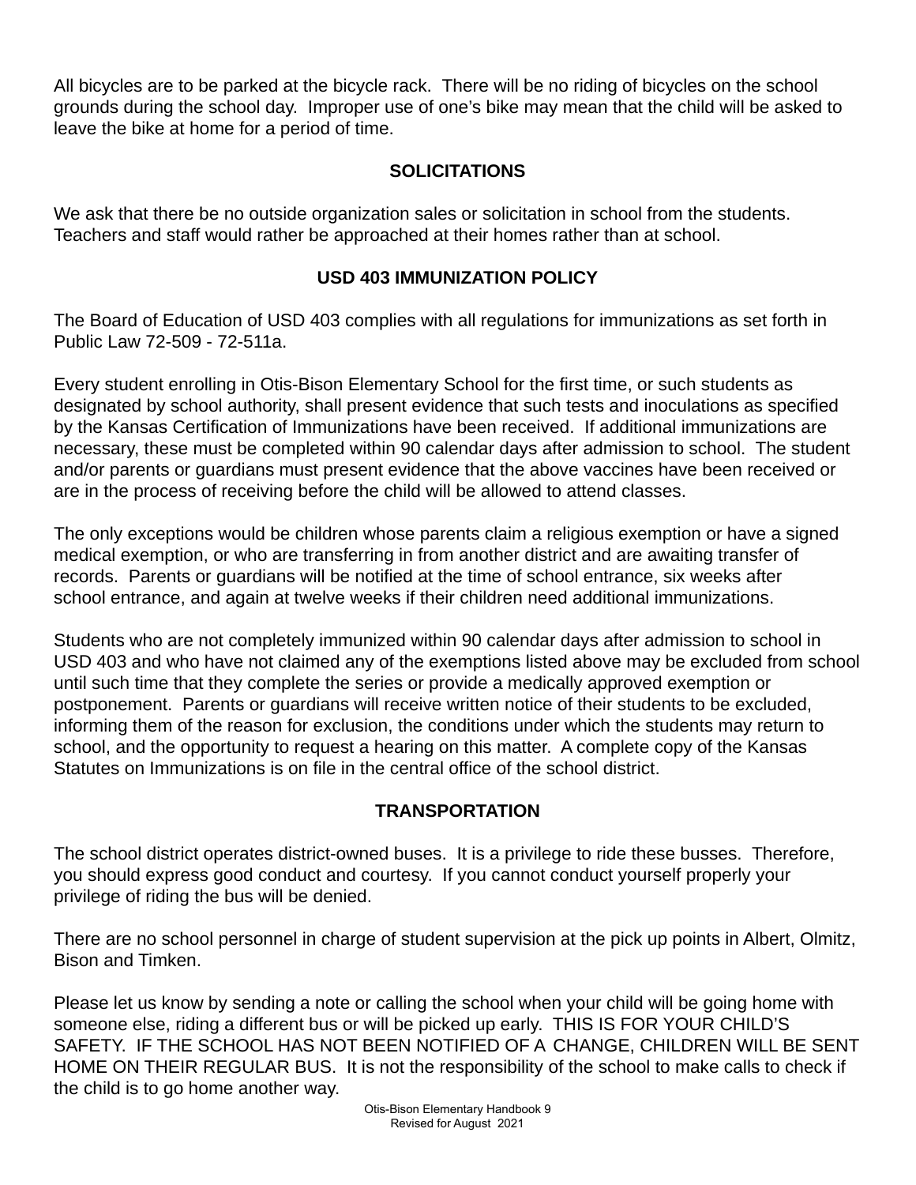All bicycles are to be parked at the bicycle rack. There will be no riding of bicycles on the school grounds during the school day. Improper use of one's bike may mean that the child will be asked to leave the bike at home for a period of time.

## SOLICITATIONS

We ask that there be no outside organization sales or solicitation in school from the students. Teachers and staff would rather be approached at their homes rather than at school.

## USD 403 IMMUNIZATION POLICY

The Board of Education of USD 403 complies with all regulations for immunizations as set forth in Public Law 72-509 - 72-511a.

Every student enrolling in Otis-Bison Elementary School for the first time, or such students as designated by school authority, shall present evidence that such tests and inoculations as specified by the Kansas Certification of Immunizations have been received. If additional immunizations are necessary, these must be completed within 90 calendar days after admission to school. The student and/or parents or guardians must present evidence that the above vaccines have been received or are in the process of receiving before the child will be allowed to attend classes.

The only exceptions would be children whose parents claim a religious exemption or have a signed medical exemption, or who are transferring in from another district and are awaiting transfer of records. Parents or guardians will be notified at the time of school entrance, six weeks after school entrance, and again at twelve weeks if their children need additional immunizations.

Students who are not completely immunized within 90 calendar days after admission to school in USD 403 and who have not claimed any of the exemptions listed above may be excluded from school until such time that they complete the series or provide a medically approved exemption or postponement. Parents or guardians will receive written notice of their students to be excluded, informing them of the reason for exclusion, the conditions under which the students may return to school, and the opportunity to request a hearing on this matter. A complete copy of the Kansas Statutes on Immunizations is on file in the central office of the school district.

## TRANSPORTATION

The school district operates district-owned buses. It is a privilege to ride these busses. Therefore, you should express good conduct and courtesy. If you cannot conduct yourself properly your privilege of riding the bus will be denied.

There are no school personnel in charge of student supervision at the pick up points in Albert, Olmitz, Bison and Timken.

Please let us know by sending a note or calling the school when your child will be going home with someone else, riding a different bus or will be picked up early. THIS IS FOR YOUR CHILD'S SAFETY. IF THE SCHOOL HAS NOT BEEN NOTIFIED OF A CHANGE, CHILDREN WILL BE SENT HOME ON THEIR REGULAR BUS. It is not the responsibility of the school to make calls to check if the child is to go home another way.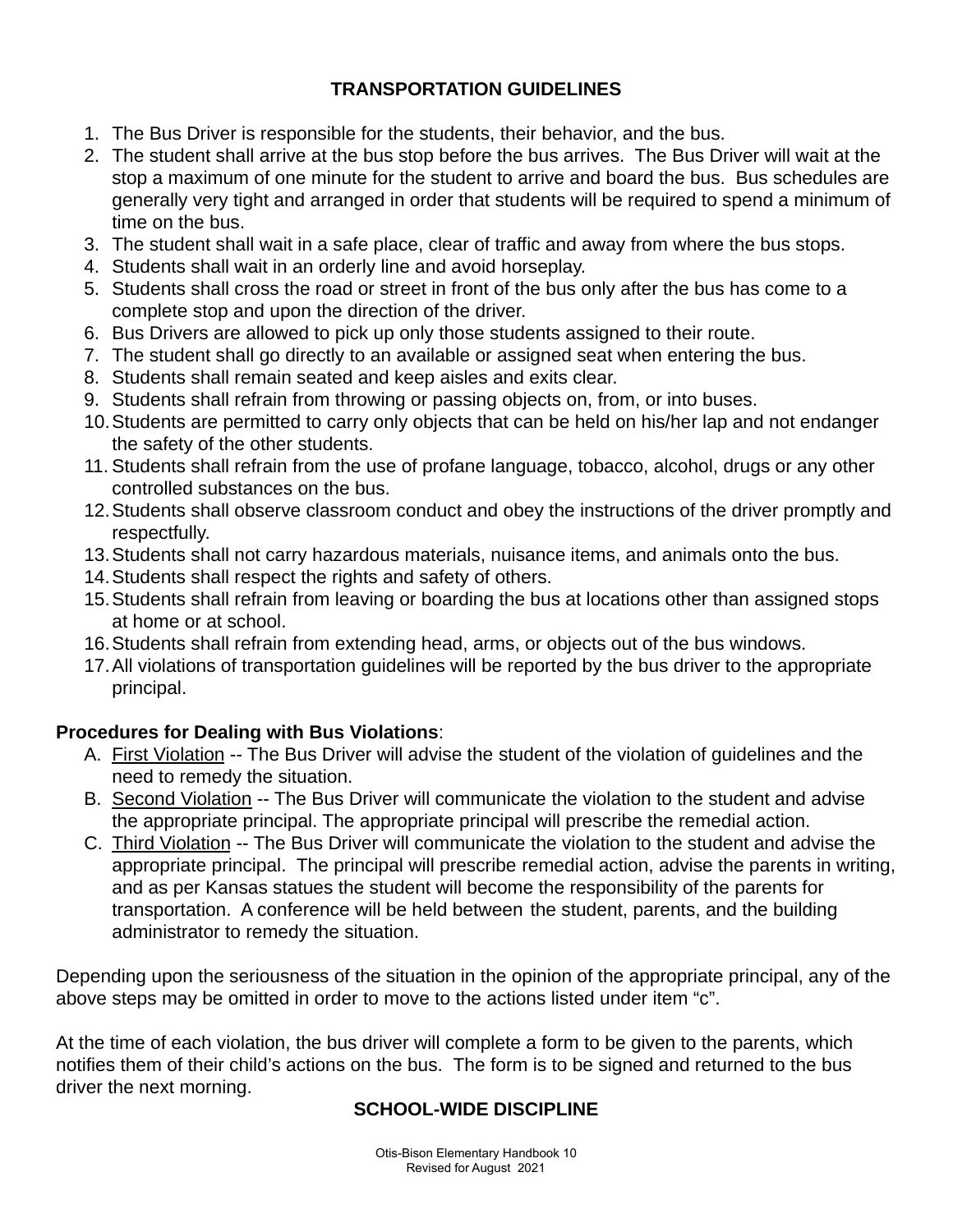## TRANSPORTATION GUIDELINES

1. The Bus Driver is responsible for the students, their behavior, and the bus.
2. The student shall arrive at the bus stop before the bus arrives. The Bus Driver will wait at the stop a maximum of one minute for the student to arrive and board the bus. Bus schedules are generally very tight and arranged in order that students will be required to spend a minimum of time on the bus.
3. The student shall wait in a safe place, clear of traffic and away from where the bus stops.
4. Students shall wait in an orderly line and avoid horseplay.
5. Students shall cross the road or street in front of the bus only after the bus has come to a complete stop and upon the direction of the driver.
6. Bus Drivers are allowed to pick up only those students assigned to their route.
7. The student shall go directly to an available or assigned seat when entering the bus.
8. Students shall remain seated and keep aisles and exits clear.
9. Students shall refrain from throwing or passing objects on, from, or into buses.
10. Students are permitted to carry only objects that can be held on his/her lap and not endanger the safety of the other students.
11. Students shall refrain from the use of profane language, tobacco, alcohol, drugs or any other controlled substances on the bus.
12. Students shall observe classroom conduct and obey the instructions of the driver promptly and respectfully.
13. Students shall not carry hazardous materials, nuisance items, and animals onto the bus.
14. Students shall respect the rights and safety of others.
15. Students shall refrain from leaving or boarding the bus at locations other than assigned stops at home or at school.
16. Students shall refrain from extending head, arms, or objects out of the bus windows.
17. All violations of transportation guidelines will be reported by the bus driver to the appropriate principal.

**Procedures for Dealing with Bus Violations**:

A. First Violation -- The Bus Driver will advise the student of the violation of guidelines and the need to remedy the situation.
B. Second Violation -- The Bus Driver will communicate the violation to the student and advise the appropriate principal. The appropriate principal will prescribe the remedial action.
C. Third Violation -- The Bus Driver will communicate the violation to the student and advise the appropriate principal. The principal will prescribe remedial action, advise the parents in writing, and as per Kansas statues the student will become the responsibility of the parents for transportation. A conference will be held between the student, parents, and the building administrator to remedy the situation.

Depending upon the seriousness of the situation in the opinion of the appropriate principal, any of the above steps may be omitted in order to move to the actions listed under item "c".

At the time of each violation, the bus driver will complete a form to be given to the parents, which notifies them of their child's actions on the bus. The form is to be signed and returned to the bus driver the next morning.

## SCHOOL-WIDE DISCIPLINE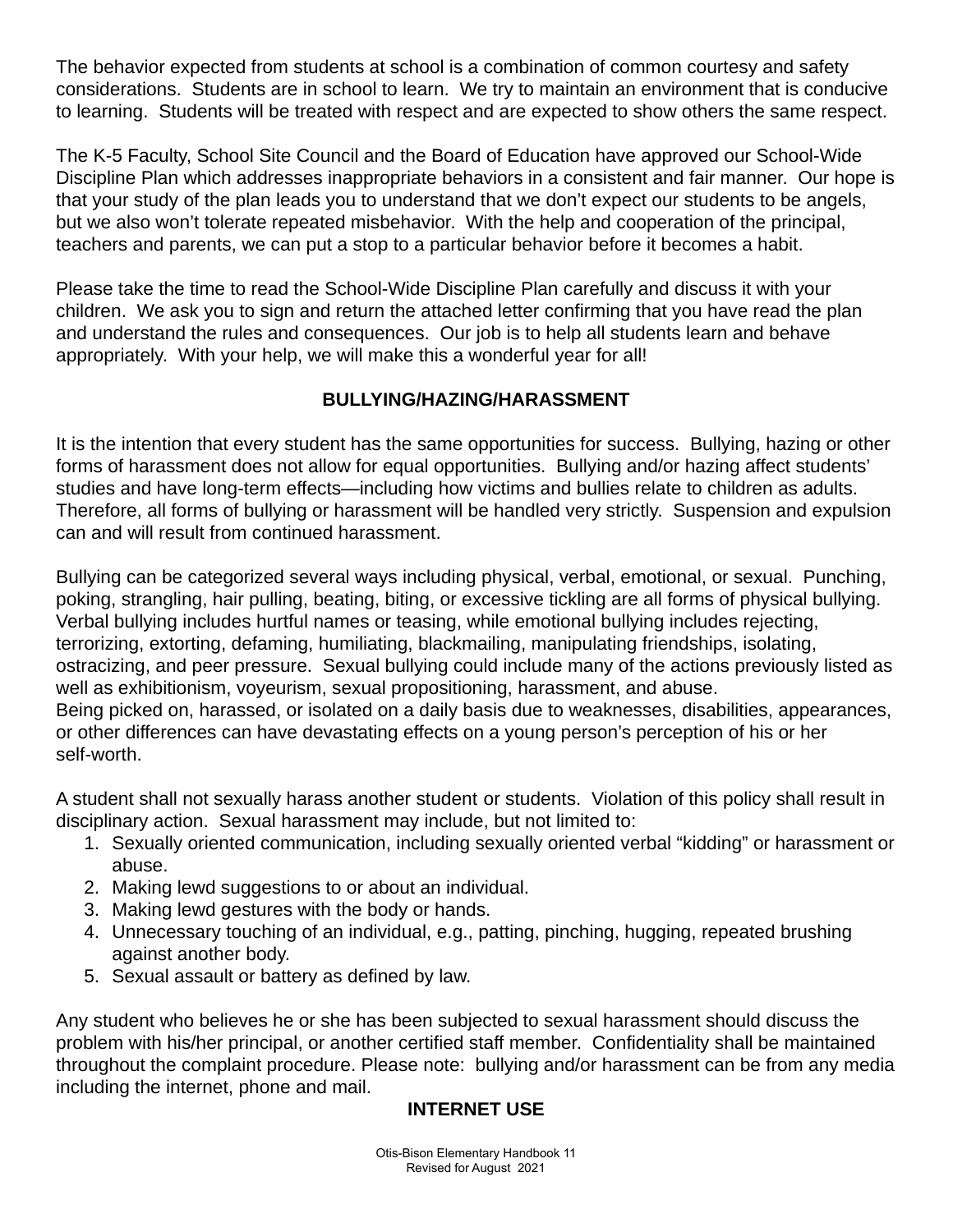The behavior expected from students at school is a combination of common courtesy and safety considerations. Students are in school to learn. We try to maintain an environment that is conducive to learning. Students will be treated with respect and are expected to show others the same respect.

The K-5 Faculty, School Site Council and the Board of Education have approved our School-Wide Discipline Plan which addresses inappropriate behaviors in a consistent and fair manner. Our hope is that your study of the plan leads you to understand that we don't expect our students to be angels, but we also won't tolerate repeated misbehavior. With the help and cooperation of the principal, teachers and parents, we can put a stop to a particular behavior before it becomes a habit.

Please take the time to read the School-Wide Discipline Plan carefully and discuss it with your children. We ask you to sign and return the attached letter confirming that you have read the plan and understand the rules and consequences. Our job is to help all students learn and behave appropriately. With your help, we will make this a wonderful year for all!

## BULLYING/HAZING/HARASSMENT

It is the intention that every student has the same opportunities for success. Bullying, hazing or other forms of harassment does not allow for equal opportunities. Bullying and/or hazing affect students' studies and have long-term effects—including how victims and bullies relate to children as adults. Therefore, all forms of bullying or harassment will be handled very strictly. Suspension and expulsion can and will result from continued harassment.

Bullying can be categorized several ways including physical, verbal, emotional, or sexual. Punching, poking, strangling, hair pulling, beating, biting, or excessive tickling are all forms of physical bullying. Verbal bullying includes hurtful names or teasing, while emotional bullying includes rejecting, terrorizing, extorting, defaming, humiliating, blackmailing, manipulating friendships, isolating, ostracizing, and peer pressure. Sexual bullying could include many of the actions previously listed as well as exhibitionism, voyeurism, sexual propositioning, harassment, and abuse.
Being picked on, harassed, or isolated on a daily basis due to weaknesses, disabilities, appearances, or other differences can have devastating effects on a young person's perception of his or her self-worth.

A student shall not sexually harass another student or students. Violation of this policy shall result in disciplinary action. Sexual harassment may include, but not limited to:

1. Sexually oriented communication, including sexually oriented verbal "kidding" or harassment or abuse.
2. Making lewd suggestions to or about an individual.
3. Making lewd gestures with the body or hands.
4. Unnecessary touching of an individual, e.g., patting, pinching, hugging, repeated brushing against another body.
5. Sexual assault or battery as defined by law.

Any student who believes he or she has been subjected to sexual harassment should discuss the problem with his/her principal, or another certified staff member. Confidentiality shall be maintained throughout the complaint procedure. Please note: bullying and/or harassment can be from any media including the internet, phone and mail.

## INTERNET USE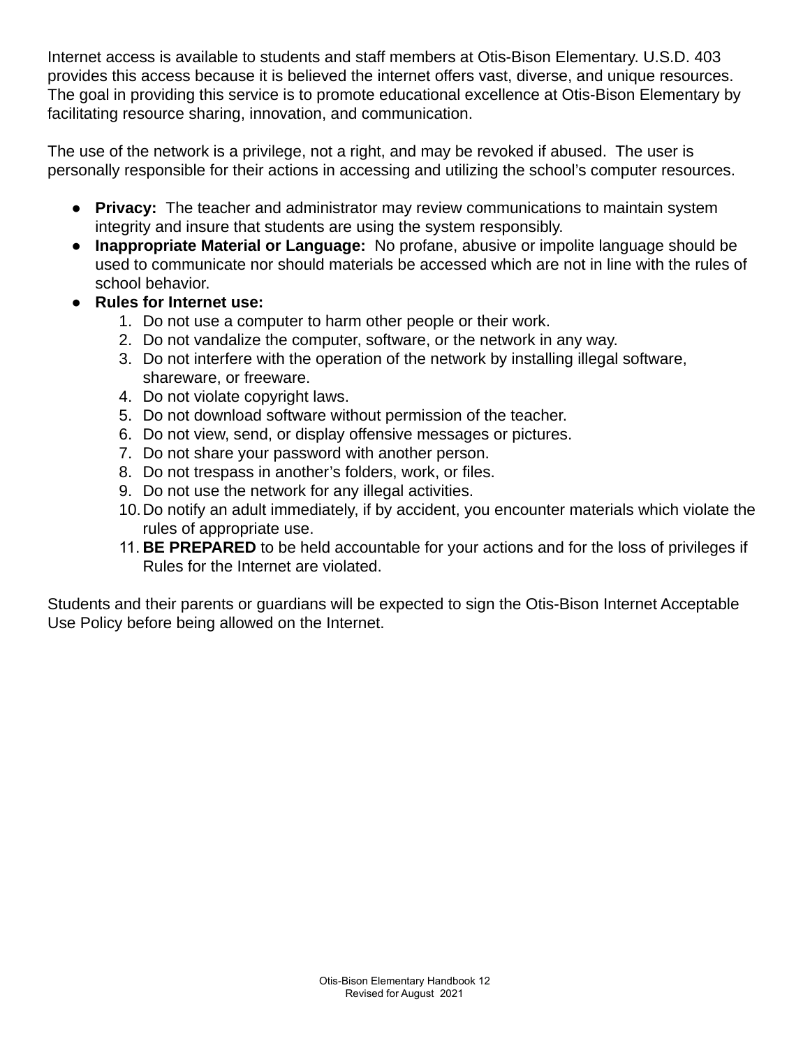Internet access is available to students and staff members at Otis-Bison Elementary. U.S.D. 403 provides this access because it is believed the internet offers vast, diverse, and unique resources. The goal in providing this service is to promote educational excellence at Otis-Bison Elementary by facilitating resource sharing, innovation, and communication.

The use of the network is a privilege, not a right, and may be revoked if abused. The user is personally responsible for their actions in accessing and utilizing the school's computer resources.

- **Privacy:** The teacher and administrator may review communications to maintain system integrity and insure that students are using the system responsibly.
- **Inappropriate Material or Language:** No profane, abusive or impolite language should be used to communicate nor should materials be accessed which are not in line with the rules of school behavior.
- **Rules for Internet use:**
  1. Do not use a computer to harm other people or their work.
  2. Do not vandalize the computer, software, or the network in any way.
  3. Do not interfere with the operation of the network by installing illegal software, shareware, or freeware.
  4. Do not violate copyright laws.
  5. Do not download software without permission of the teacher.
  6. Do not view, send, or display offensive messages or pictures.
  7. Do not share your password with another person.
  8. Do not trespass in another's folders, work, or files.
  9. Do not use the network for any illegal activities.
  10. Do notify an adult immediately, if by accident, you encounter materials which violate the rules of appropriate use.
  11. **BE PREPARED** to be held accountable for your actions and for the loss of privileges if Rules for the Internet are violated.

Students and their parents or guardians will be expected to sign the Otis-Bison Internet Acceptable Use Policy before being allowed on the Internet.